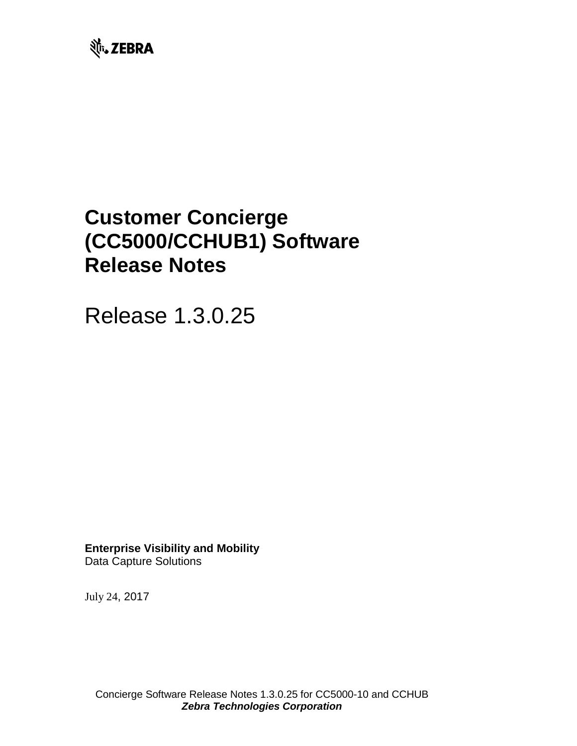ZEBRA

# Customer Concierge (CC5000/CCHUB1) Software Release Notes

Release 1.3.0.25

**Enterprise Visibility and Mobility**
Data Capture Solutions

July 24, 2017

Concierge Software Release Notes 1.3.0.25 for CC5000-10 and CCHUB
***Zebra Technologies Corporation***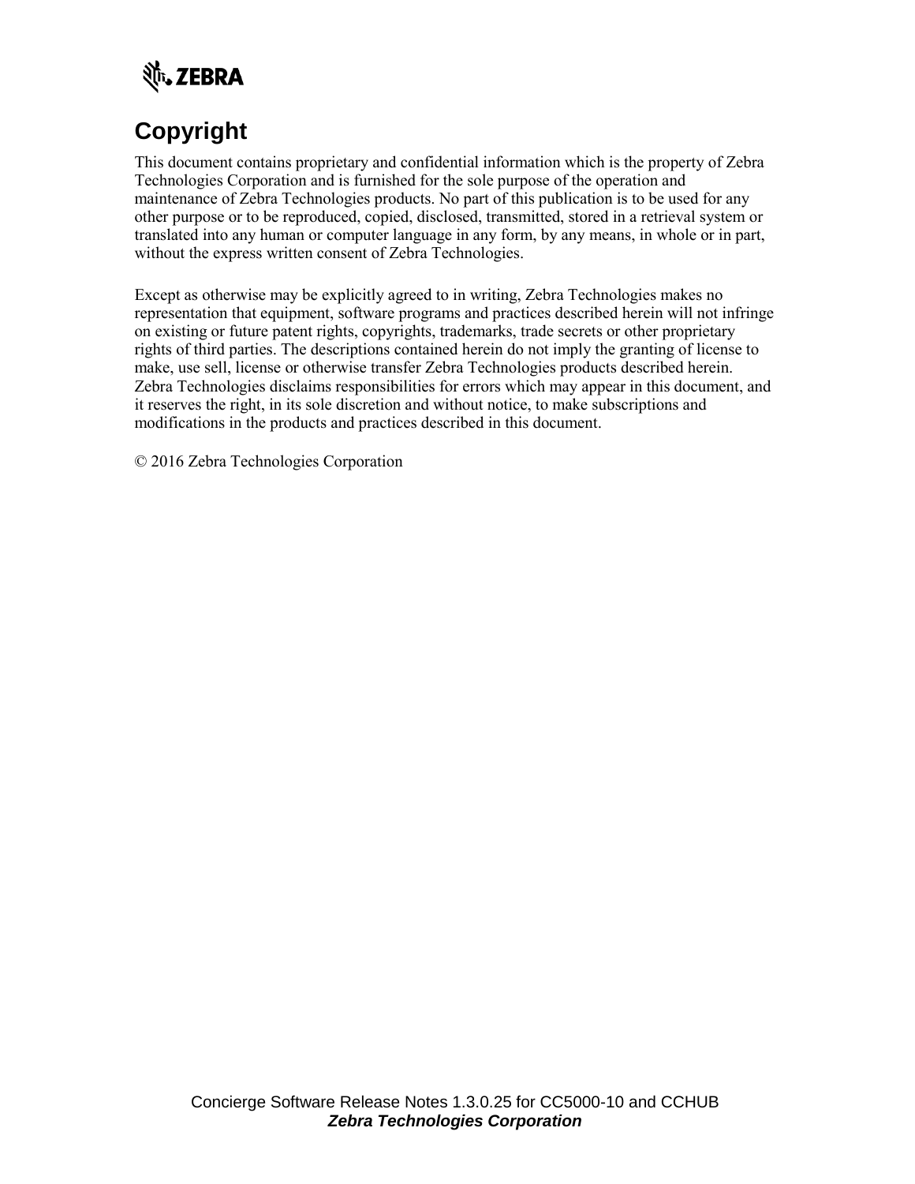# Copyright

This document contains proprietary and confidential information which is the property of Zebra Technologies Corporation and is furnished for the sole purpose of the operation and maintenance of Zebra Technologies products. No part of this publication is to be used for any other purpose or to be reproduced, copied, disclosed, transmitted, stored in a retrieval system or translated into any human or computer language in any form, by any means, in whole or in part, without the express written consent of Zebra Technologies.

Except as otherwise may be explicitly agreed to in writing, Zebra Technologies makes no representation that equipment, software programs and practices described herein will not infringe on existing or future patent rights, copyrights, trademarks, trade secrets or other proprietary rights of third parties. The descriptions contained herein do not imply the granting of license to make, use sell, license or otherwise transfer Zebra Technologies products described herein. Zebra Technologies disclaims responsibilities for errors which may appear in this document, and it reserves the right, in its sole discretion and without notice, to make subscriptions and modifications in the products and practices described in this document.

© 2016 Zebra Technologies Corporation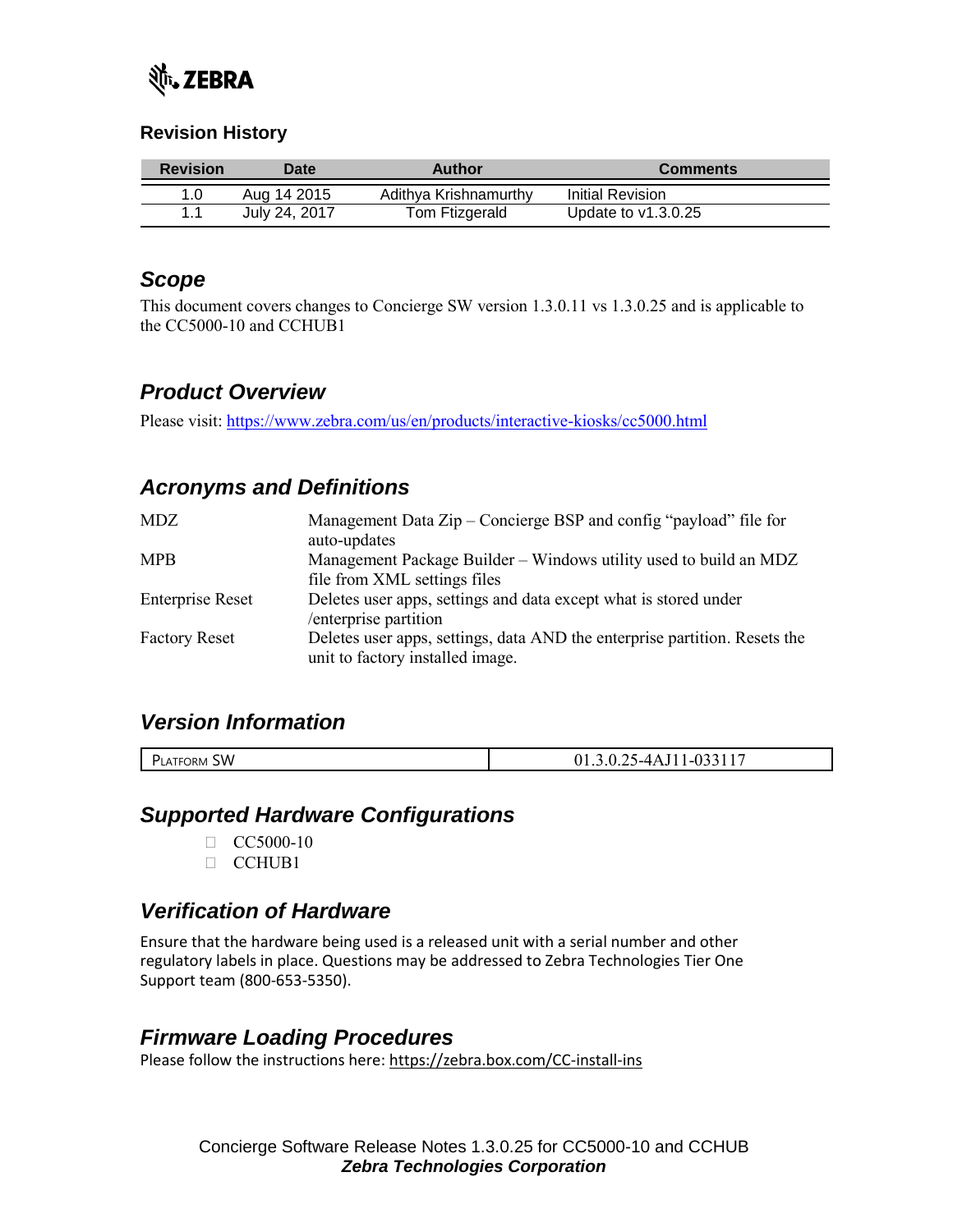ZEBRA

### Revision History

| Revision | Date | Author | Comments |
|---|---|---|---|
| 1.0 | Aug 14 2015 | Adithya Krishnamurthy | Initial Revision |
| 1.1 | July 24, 2017 | Tom Ftizgerald | Update to v1.3.0.25 |

## Scope

This document covers changes to Concierge SW version 1.3.0.11 vs 1.3.0.25 and is applicable to the CC5000-10 and CCHUB1

## Product Overview

Please visit: https://www.zebra.com/us/en/products/interactive-kiosks/cc5000.html

## Acronyms and Definitions

| | |
|---|---|
| MDZ | Management Data Zip – Concierge BSP and config "payload" file for auto-updates |
| MPB | Management Package Builder – Windows utility used to build an MDZ file from XML settings files |
| Enterprise Reset | Deletes user apps, settings and data except what is stored under /enterprise partition |
| Factory Reset | Deletes user apps, settings, data AND the enterprise partition. Resets the unit to factory installed image. |

## Version Information

| | |
|---|---|
| Platform SW | 01.3.0.25-4AJ11-033117 |

## Supported Hardware Configurations

- CC5000-10
- CCHUB1

## Verification of Hardware

Ensure that the hardware being used is a released unit with a serial number and other regulatory labels in place. Questions may be addressed to Zebra Technologies Tier One Support team (800-653-5350).

## Firmware Loading Procedures

Please follow the instructions here: https://zebra.box.com/CC-install-ins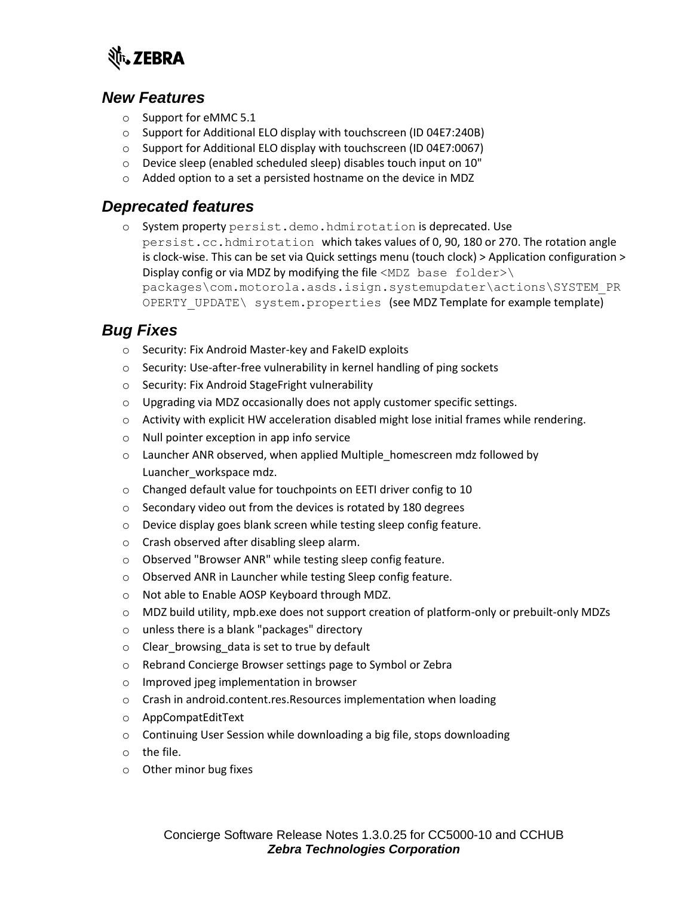## New Features

- Support for eMMC 5.1
- Support for Additional ELO display with touchscreen (ID 04E7:240B)
- Support for Additional ELO display with touchscreen (ID 04E7:0067)
- Device sleep (enabled scheduled sleep) disables touch input on 10"
- Added option to a set a persisted hostname on the device in MDZ

## Deprecated features

- System property `persist.demo.hdmirotation` is deprecated. Use `persist.cc.hdmirotation` which takes values of 0, 90, 180 or 270. The rotation angle is clock-wise. This can be set via Quick settings menu (touch clock) > Application configuration > Display config or via MDZ by modifying the file `<MDZ base folder>\packages\com.motorola.asds.isign.systemupdater\actions\SYSTEM_PROPERTY_UPDATE\ system.properties` (see MDZ Template for example template)

## Bug Fixes

- Security: Fix Android Master-key and FakeID exploits
- Security: Use-after-free vulnerability in kernel handling of ping sockets
- Security: Fix Android StageFright vulnerability
- Upgrading via MDZ occasionally does not apply customer specific settings.
- Activity with explicit HW acceleration disabled might lose initial frames while rendering.
- Null pointer exception in app info service
- Launcher ANR observed, when applied Multiple_homescreen mdz followed by Luancher_workspace mdz.
- Changed default value for touchpoints on EETI driver config to 10
- Secondary video out from the devices is rotated by 180 degrees
- Device display goes blank screen while testing sleep config feature.
- Crash observed after disabling sleep alarm.
- Observed "Browser ANR" while testing sleep config feature.
- Observed ANR in Launcher while testing Sleep config feature.
- Not able to Enable AOSP Keyboard through MDZ.
- MDZ build utility, mpb.exe does not support creation of platform-only or prebuilt-only MDZs
- unless there is a blank "packages" directory
- Clear_browsing_data is set to true by default
- Rebrand Concierge Browser settings page to Symbol or Zebra
- Improved jpeg implementation in browser
- Crash in android.content.res.Resources implementation when loading
- AppCompatEditText
- Continuing User Session while downloading a big file, stops downloading
- the file.
- Other minor bug fixes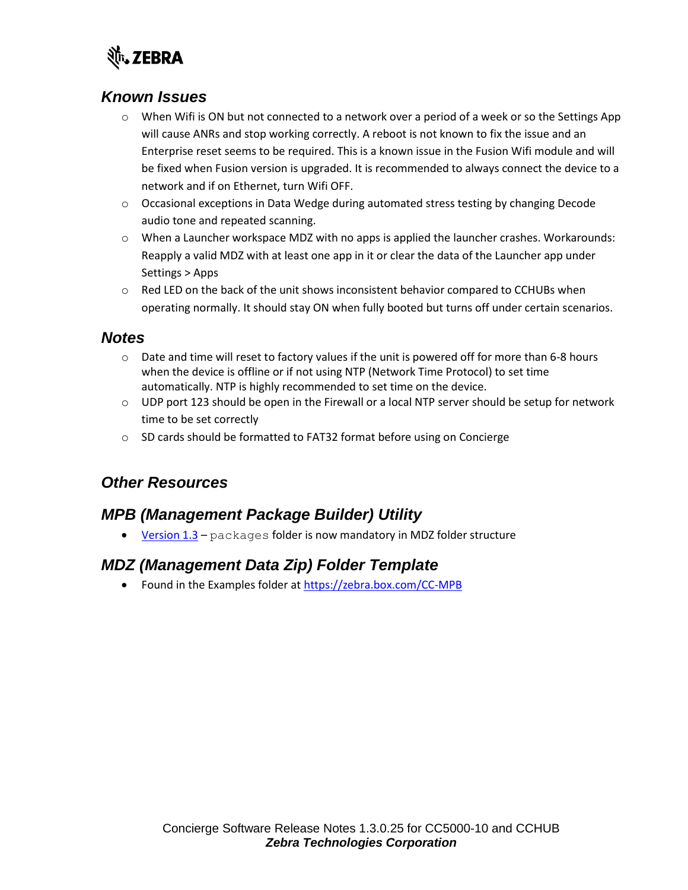## Known Issues

- When Wifi is ON but not connected to a network over a period of a week or so the Settings App will cause ANRs and stop working correctly. A reboot is not known to fix the issue and an Enterprise reset seems to be required. This is a known issue in the Fusion Wifi module and will be fixed when Fusion version is upgraded. It is recommended to always connect the device to a network and if on Ethernet, turn Wifi OFF.
- Occasional exceptions in Data Wedge during automated stress testing by changing Decode audio tone and repeated scanning.
- When a Launcher workspace MDZ with no apps is applied the launcher crashes. Workarounds: Reapply a valid MDZ with at least one app in it or clear the data of the Launcher app under Settings > Apps
- Red LED on the back of the unit shows inconsistent behavior compared to CCHUBs when operating normally. It should stay ON when fully booted but turns off under certain scenarios.

## Notes

- Date and time will reset to factory values if the unit is powered off for more than 6-8 hours when the device is offline or if not using NTP (Network Time Protocol) to set time automatically. NTP is highly recommended to set time on the device.
- UDP port 123 should be open in the Firewall or a local NTP server should be setup for network time to be set correctly
- SD cards should be formatted to FAT32 format before using on Concierge

## Other Resources

## MPB (Management Package Builder) Utility

- Version 1.3 – `packages` folder is now mandatory in MDZ folder structure

## MDZ (Management Data Zip) Folder Template

- Found in the Examples folder at https://zebra.box.com/CC-MPB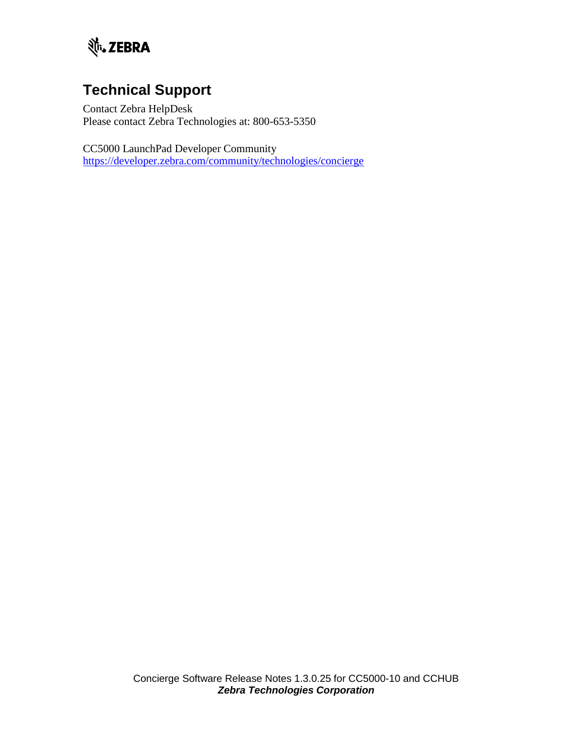## Technical Support

Contact Zebra HelpDesk
Please contact Zebra Technologies at: 800-653-5350

CC5000 LaunchPad Developer Community
https://developer.zebra.com/community/technologies/concierge